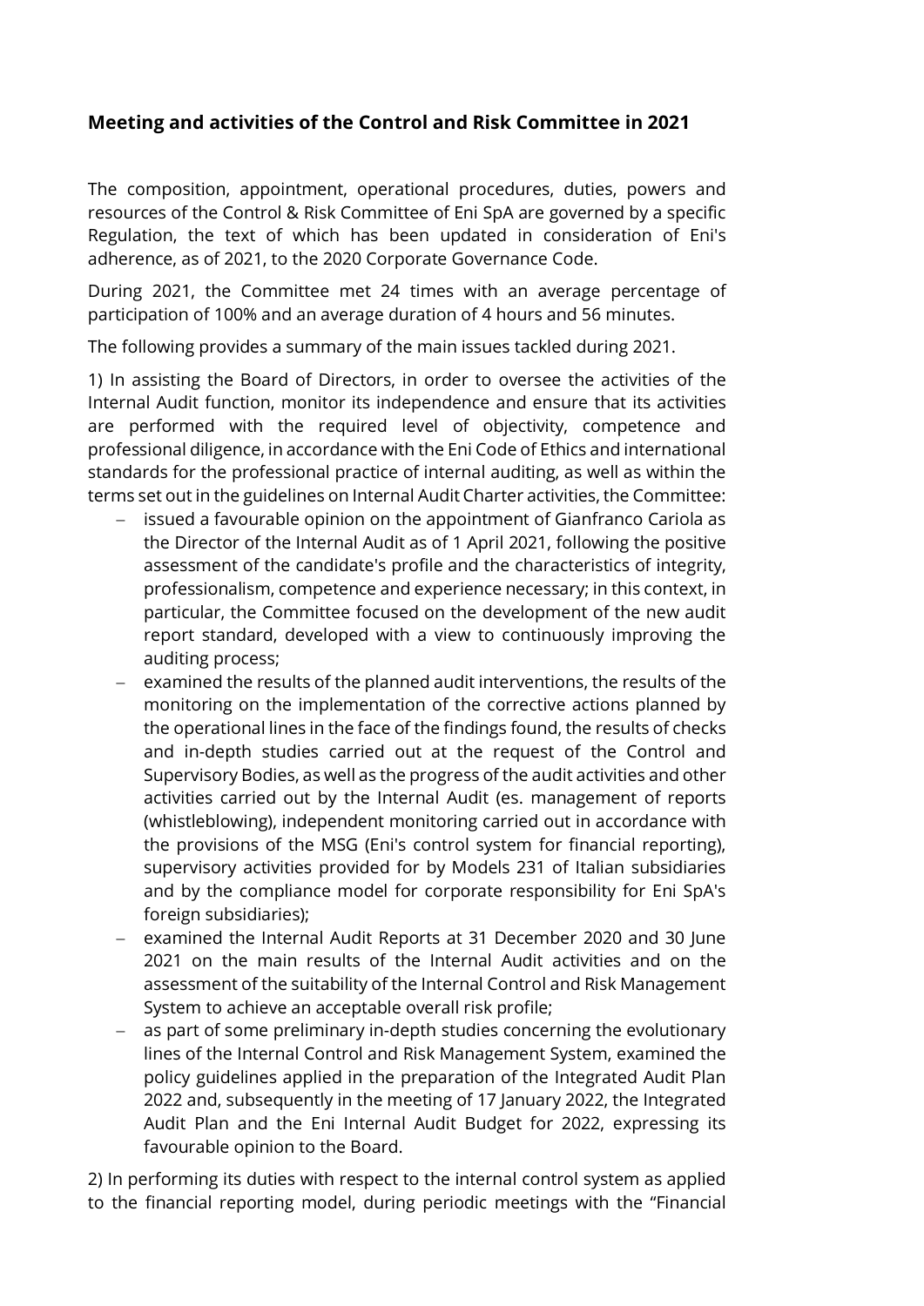## Meeting and activities of the Control and Risk Committee in 2021

The composition, appointment, operational procedures, duties, powers and resources of the Control & Risk Committee of Eni SpA are governed by a specific Regulation, the text of which has been updated in consideration of Eni's adherence, as of 2021, to the 2020 Corporate Governance Code.

During 2021, the Committee met 24 times with an average percentage of participation of 100% and an average duration of 4 hours and 56 minutes.

The following provides a summary of the main issues tackled during 2021.

1) In assisting the Board of Directors, in order to oversee the activities of the Internal Audit function, monitor its independence and ensure that its activities are performed with the required level of objectivity, competence and professional diligence, in accordance with the Eni Code of Ethics and international standards for the professional practice of internal auditing, as well as within the terms set out in the guidelines on Internal Audit Charter activities, the Committee:

- issued a favourable opinion on the appointment of Gianfranco Cariola as the Director of the Internal Audit as of 1 April 2021, following the positive assessment of the candidate's profile and the characteristics of integrity, professionalism, competence and experience necessary; in this context, in particular, the Committee focused on the development of the new audit report standard, developed with a view to continuously improving the auditing process;
- examined the results of the planned audit interventions, the results of the monitoring on the implementation of the corrective actions planned by the operational lines in the face of the findings found, the results of checks and in-depth studies carried out at the request of the Control and Supervisory Bodies, as well as the progress of the audit activities and other activities carried out by the Internal Audit (es. management of reports (whistleblowing), independent monitoring carried out in accordance with the provisions of the MSG (Eni's control system for financial reporting), supervisory activities provided for by Models 231 of Italian subsidiaries and by the compliance model for corporate responsibility for Eni SpA's foreign subsidiaries);
- examined the Internal Audit Reports at 31 December 2020 and 30 June 2021 on the main results of the Internal Audit activities and on the assessment of the suitability of the Internal Control and Risk Management System to achieve an acceptable overall risk profile;
- as part of some preliminary in-depth studies concerning the evolutionary lines of the Internal Control and Risk Management System, examined the policy guidelines applied in the preparation of the Integrated Audit Plan 2022 and, subsequently in the meeting of 17 January 2022, the Integrated Audit Plan and the Eni Internal Audit Budget for 2022, expressing its favourable opinion to the Board.

2) In performing its duties with respect to the internal control system as applied to the financial reporting model, during periodic meetings with the "Financial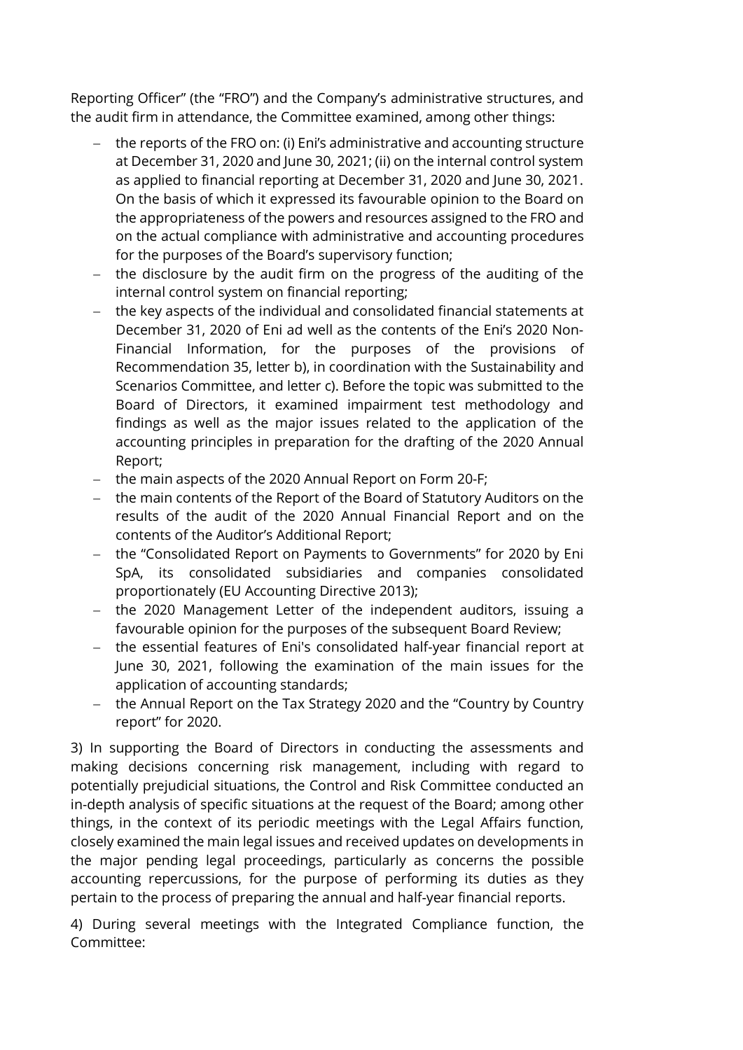Reporting Officer" (the "FRO") and the Company's administrative structures, and the audit firm in attendance, the Committee examined, among other things:

- the reports of the FRO on: (i) Eni's administrative and accounting structure at December 31, 2020 and June 30, 2021; (ii) on the internal control system as applied to financial reporting at December 31, 2020 and June 30, 2021. On the basis of which it expressed its favourable opinion to the Board on the appropriateness of the powers and resources assigned to the FRO and on the actual compliance with administrative and accounting procedures for the purposes of the Board's supervisory function;
- the disclosure by the audit firm on the progress of the auditing of the internal control system on financial reporting;
- the key aspects of the individual and consolidated financial statements at December 31, 2020 of Eni ad well as the contents of the Eni's 2020 Non-Financial Information, for the purposes of the provisions of Recommendation 35, letter b), in coordination with the Sustainability and Scenarios Committee, and letter c). Before the topic was submitted to the Board of Directors, it examined impairment test methodology and findings as well as the major issues related to the application of the accounting principles in preparation for the drafting of the 2020 Annual Report;
- the main aspects of the 2020 Annual Report on Form 20-F;
- the main contents of the Report of the Board of Statutory Auditors on the results of the audit of the 2020 Annual Financial Report and on the contents of the Auditor's Additional Report;
- the "Consolidated Report on Payments to Governments" for 2020 by Eni SpA, its consolidated subsidiaries and companies consolidated proportionately (EU Accounting Directive 2013);
- the 2020 Management Letter of the independent auditors, issuing a favourable opinion for the purposes of the subsequent Board Review;
- the essential features of Eni's consolidated half-year financial report at June 30, 2021, following the examination of the main issues for the application of accounting standards;
- the Annual Report on the Tax Strategy 2020 and the "Country by Country report" for 2020.

3) In supporting the Board of Directors in conducting the assessments and making decisions concerning risk management, including with regard to potentially prejudicial situations, the Control and Risk Committee conducted an in-depth analysis of specific situations at the request of the Board; among other things, in the context of its periodic meetings with the Legal Affairs function, closely examined the main legal issues and received updates on developments in the major pending legal proceedings, particularly as concerns the possible accounting repercussions, for the purpose of performing its duties as they pertain to the process of preparing the annual and half-year financial reports.

4) During several meetings with the Integrated Compliance function, the Committee: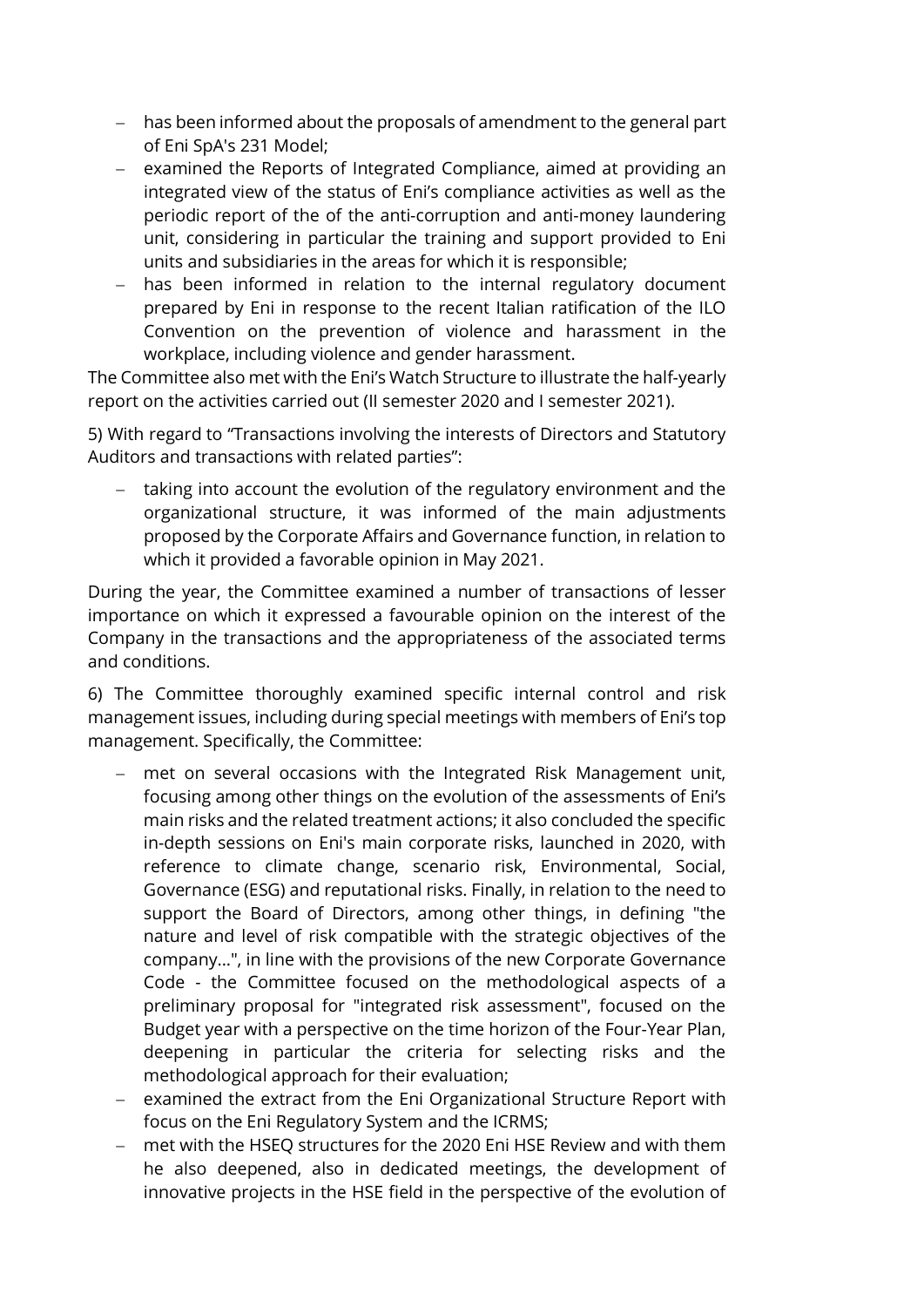- has been informed about the proposals of amendment to the general part of Eni SpA's 231 Model;
- examined the Reports of Integrated Compliance, aimed at providing an integrated view of the status of Eni's compliance activities as well as the periodic report of the of the anti-corruption and anti-money laundering unit, considering in particular the training and support provided to Eni units and subsidiaries in the areas for which it is responsible;
- has been informed in relation to the internal regulatory document prepared by Eni in response to the recent Italian ratification of the ILO Convention on the prevention of violence and harassment in the workplace, including violence and gender harassment.

The Committee also met with the Eni's Watch Structure to illustrate the half-yearly report on the activities carried out (II semester 2020 and I semester 2021).

5) With regard to "Transactions involving the interests of Directors and Statutory Auditors and transactions with related parties":

- taking into account the evolution of the regulatory environment and the organizational structure, it was informed of the main adjustments proposed by the Corporate Affairs and Governance function, in relation to which it provided a favorable opinion in May 2021.

During the year, the Committee examined a number of transactions of lesser importance on which it expressed a favourable opinion on the interest of the Company in the transactions and the appropriateness of the associated terms and conditions.

6) The Committee thoroughly examined specific internal control and risk management issues, including during special meetings with members of Eni's top management. Specifically, the Committee:

- met on several occasions with the Integrated Risk Management unit, focusing among other things on the evolution of the assessments of Eni's main risks and the related treatment actions; it also concluded the specific in-depth sessions on Eni's main corporate risks, launched in 2020, with reference to climate change, scenario risk, Environmental, Social, Governance (ESG) and reputational risks. Finally, in relation to the need to support the Board of Directors, among other things, in defining "the nature and level of risk compatible with the strategic objectives of the company...", in line with the provisions of the new Corporate Governance Code - the Committee focused on the methodological aspects of a preliminary proposal for "integrated risk assessment", focused on the Budget year with a perspective on the time horizon of the Four-Year Plan, deepening in particular the criteria for selecting risks and the methodological approach for their evaluation;
- examined the extract from the Eni Organizational Structure Report with focus on the Eni Regulatory System and the ICRMS;
- met with the HSEQ structures for the 2020 Eni HSE Review and with them he also deepened, also in dedicated meetings, the development of innovative projects in the HSE field in the perspective of the evolution of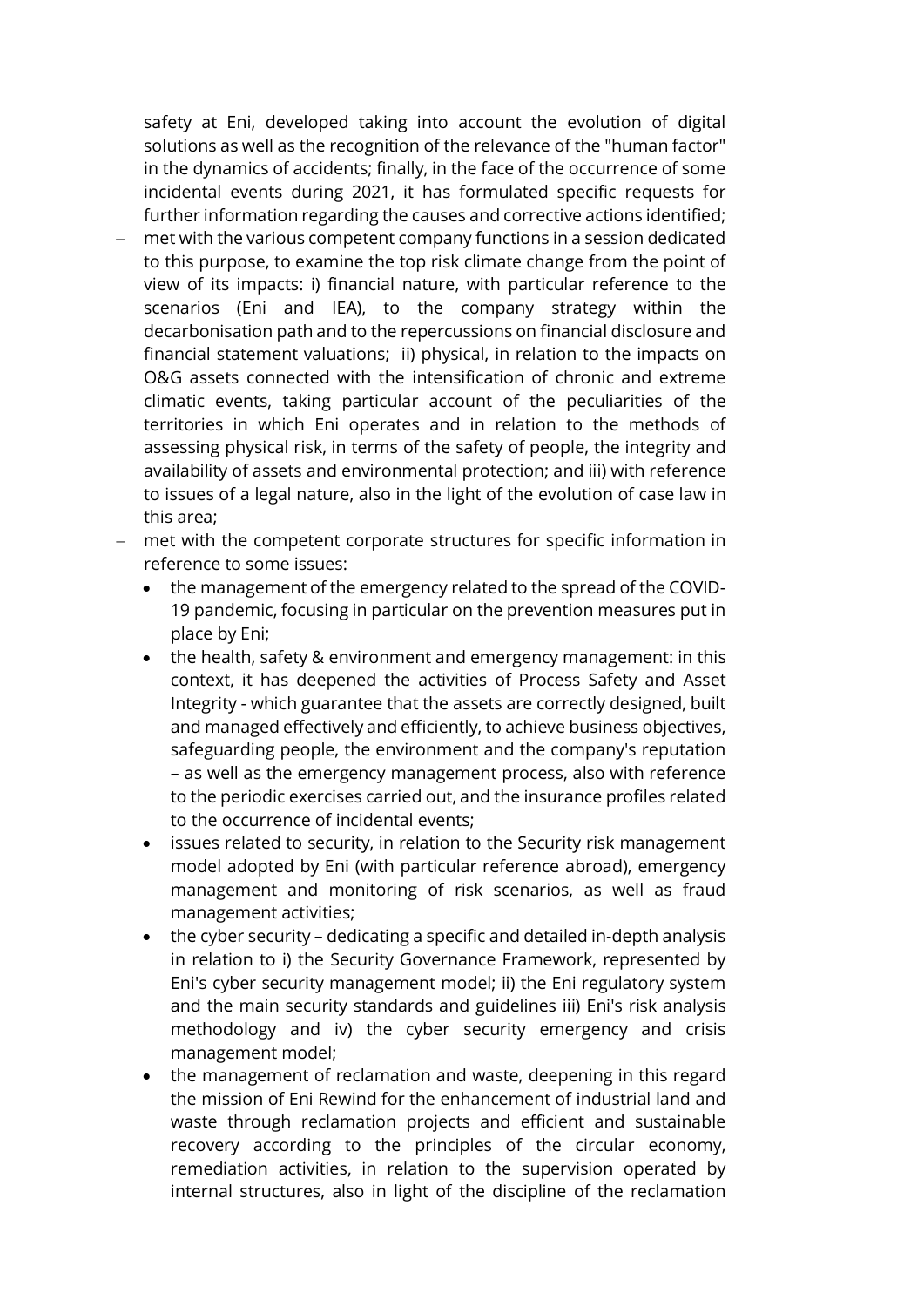safety at Eni, developed taking into account the evolution of digital solutions as well as the recognition of the relevance of the "human factor" in the dynamics of accidents; finally, in the face of the occurrence of some incidental events during 2021, it has formulated specific requests for further information regarding the causes and corrective actions identified;

- met with the various competent company functions in a session dedicated to this purpose, to examine the top risk climate change from the point of view of its impacts: i) financial nature, with particular reference to the scenarios (Eni and IEA), to the company strategy within the decarbonisation path and to the repercussions on financial disclosure and financial statement valuations; ii) physical, in relation to the impacts on O&G assets connected with the intensification of chronic and extreme climatic events, taking particular account of the peculiarities of the territories in which Eni operates and in relation to the methods of assessing physical risk, in terms of the safety of people, the integrity and availability of assets and environmental protection; and iii) with reference to issues of a legal nature, also in the light of the evolution of case law in this area;
- met with the competent corporate structures for specific information in reference to some issues:
  - the management of the emergency related to the spread of the COVID-19 pandemic, focusing in particular on the prevention measures put in place by Eni;
  - the health, safety & environment and emergency management: in this context, it has deepened the activities of Process Safety and Asset Integrity - which guarantee that the assets are correctly designed, built and managed effectively and efficiently, to achieve business objectives, safeguarding people, the environment and the company's reputation – as well as the emergency management process, also with reference to the periodic exercises carried out, and the insurance profiles related to the occurrence of incidental events;
  - issues related to security, in relation to the Security risk management model adopted by Eni (with particular reference abroad), emergency management and monitoring of risk scenarios, as well as fraud management activities;
  - the cyber security – dedicating a specific and detailed in-depth analysis in relation to i) the Security Governance Framework, represented by Eni's cyber security management model; ii) the Eni regulatory system and the main security standards and guidelines iii) Eni's risk analysis methodology and iv) the cyber security emergency and crisis management model;
  - the management of reclamation and waste, deepening in this regard the mission of Eni Rewind for the enhancement of industrial land and waste through reclamation projects and efficient and sustainable recovery according to the principles of the circular economy, remediation activities, in relation to the supervision operated by internal structures, also in light of the discipline of the reclamation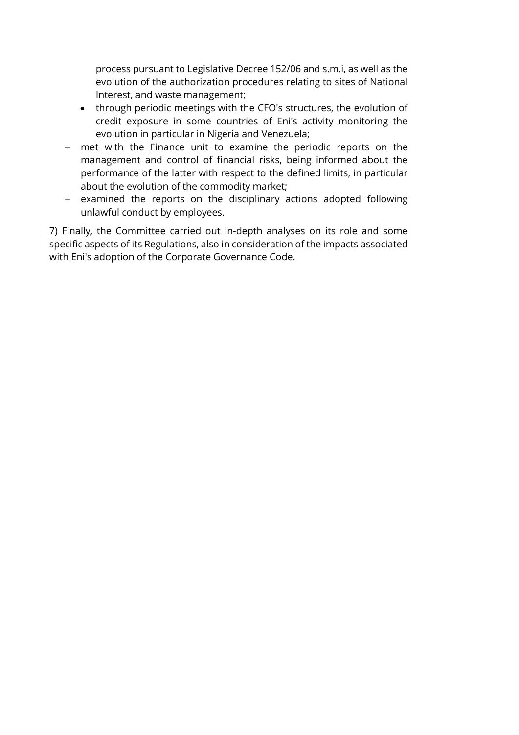process pursuant to Legislative Decree 152/06 and s.m.i, as well as the evolution of the authorization procedures relating to sites of National Interest, and waste management;

- through periodic meetings with the CFO's structures, the evolution of credit exposure in some countries of Eni's activity monitoring the evolution in particular in Nigeria and Venezuela;

- met with the Finance unit to examine the periodic reports on the management and control of financial risks, being informed about the performance of the latter with respect to the defined limits, in particular about the evolution of the commodity market;
- examined the reports on the disciplinary actions adopted following unlawful conduct by employees.

7) Finally, the Committee carried out in-depth analyses on its role and some specific aspects of its Regulations, also in consideration of the impacts associated with Eni's adoption of the Corporate Governance Code.